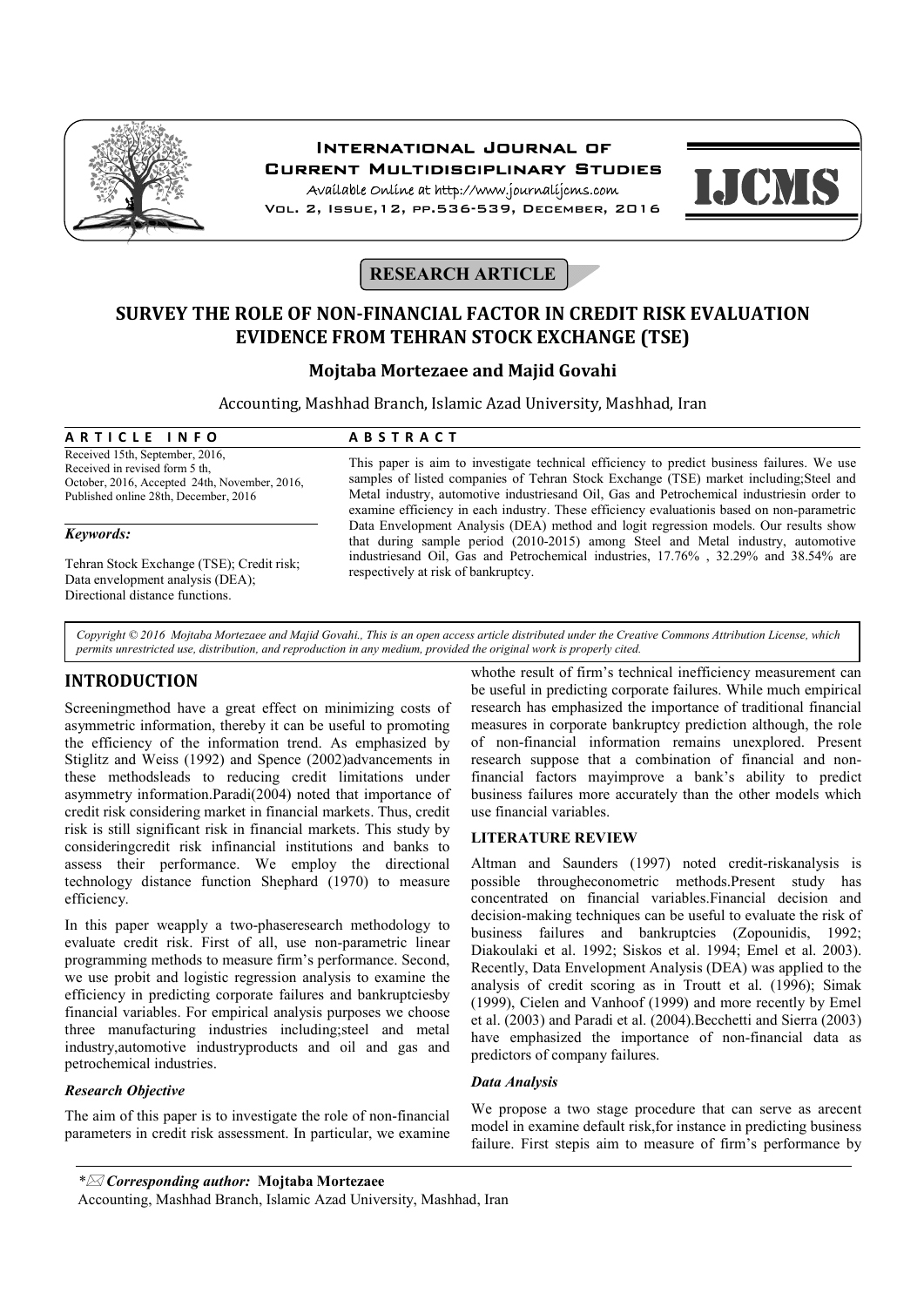**RESEARCH ARTICLE**

# SURVEY THE ROLE OF NON-FINANCIAL FACTOR IN CREDIT RISK EVALUATION EVIDENCE FROM TEHRAN STOCK EXCHANGE (TSE)

**Mojtaba Mortezaee and Majid Govahi**

Accounting, Mashhad Branch, Islamic Azad University, Mashhad, Iran

**ARTICLE INFO**

Received 15th, September, 2016, Received in revised form 5 th, October, 2016, Accepted 24th, November, 2016, Published online 28th, December, 2016

***Keywords:***

Tehran Stock Exchange (TSE); Credit risk; Data envelopment analysis (DEA); Directional distance functions.

**ABSTRACT**

This paper is aim to investigate technical efficiency to predict business failures. We use samples of listed companies of Tehran Stock Exchange (TSE) market including;Steel and Metal industry, automotive industriesand Oil, Gas and Petrochemical industriesin order to examine efficiency in each industry. These efficiency evaluationis based on non-parametric Data Envelopment Analysis (DEA) method and logit regression models. Our results show that during sample period (2010-2015) among Steel and Metal industry, automotive industriesand Oil, Gas and Petrochemical industries, 17.76% , 32.29% and 38.54% are respectively at risk of bankruptcy.

*Copyright © 2016 Mojtaba Mortezaee and Majid Govahi., This is an open access article distributed under the Creative Commons Attribution License, which permits unrestricted use, distribution, and reproduction in any medium, provided the original work is properly cited.*

## INTRODUCTION

Screeningmethod have a great effect on minimizing costs of asymmetric information, thereby it can be useful to promoting the efficiency of the information trend. As emphasized by Stiglitz and Weiss (1992) and Spence (2002)advancements in these methodsleads to reducing credit limitations under asymmetry information.Paradi(2004) noted that importance of credit risk considering market in financial markets. Thus, credit risk is still significant risk in financial markets. This study by consideringcredit risk infinancial institutions and banks to assess their performance. We employ the directional technology distance function Shephard (1970) to measure efficiency.

In this paper weapply a two-phaseresearch methodology to evaluate credit risk. First of all, use non-parametric linear programming methods to measure firm's performance. Second, we use probit and logistic regression analysis to examine the efficiency in predicting corporate failures and bankruptciesby financial variables. For empirical analysis purposes we choose three manufacturing industries including;steel and metal industry,automotive industryproducts and oil and gas and petrochemical industries.

### *Research Objective*

The aim of this paper is to investigate the role of non-financial parameters in credit risk assessment. In particular, we examine whothe result of firm's technical inefficiency measurement can be useful in predicting corporate failures. While much empirical research has emphasized the importance of traditional financial measures in corporate bankruptcy prediction although, the role of non-financial information remains unexplored. Present research suppose that a combination of financial and non-financial factors mayimprove a bank's ability to predict business failures more accurately than the other models which use financial variables.

### LITERATURE REVIEW

Altman and Saunders (1997) noted credit-riskanalysis is possible througheconometric methods.Present study has concentrated on financial variables.Financial decision and decision-making techniques can be useful to evaluate the risk of business failures and bankruptcies (Zopounidis, 1992; Diakoulaki et al. 1992; Siskos et al. 1994; Emel et al. 2003). Recently, Data Envelopment Analysis (DEA) was applied to the analysis of credit scoring as in Troutt et al. (1996); Simak (1999), Cielen and Vanhoof (1999) and more recently by Emel et al. (2003) and Paradi et al. (2004).Becchetti and Sierra (2003) have emphasized the importance of non-financial data as predictors of company failures.

### *Data Analysis*

We propose a two stage procedure that can serve as arecent model in examine default risk,for instance in predicting business failure. First stepis aim to measure of firm's performance by

\* *Corresponding author:* **Mojtaba Mortezaee**
Accounting, Mashhad Branch, Islamic Azad University, Mashhad, Iran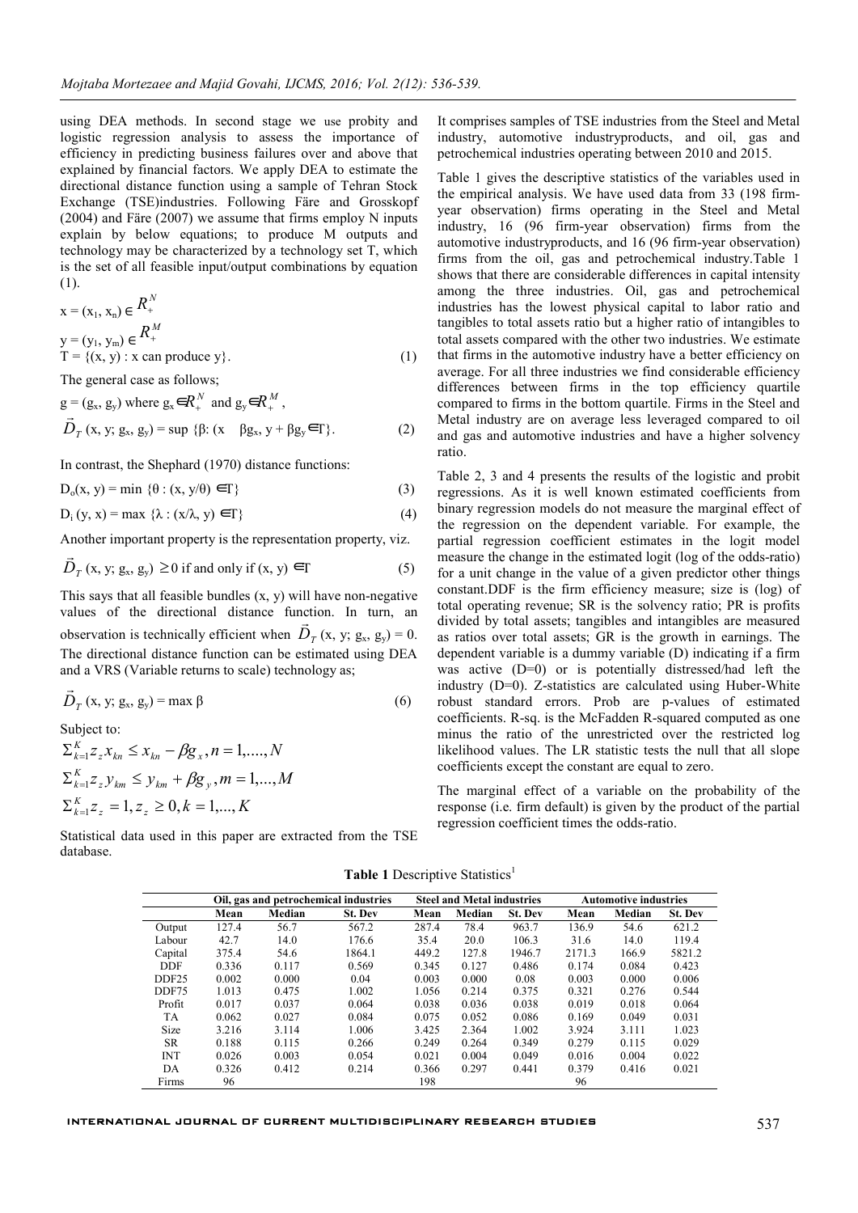using DEA methods. In second stage we use probity and logistic regression analysis to assess the importance of efficiency in predicting business failures over and above that explained by financial factors. We apply DEA to estimate the directional distance function using a sample of Tehran Stock Exchange (TSE)industries. Following Färe and Grosskopf (2004) and Färe (2007) we assume that firms employ N inputs explain by below equations; to produce M outputs and technology may be characterized by a technology set T, which is the set of all feasible input/output combinations by equation (1).

$x = (x_1, x_n) \in R_+^N$

$y = (y_1, y_m) \in R_+^M$

$$T = \{(x, y) : x \text{ can produce } y\}. \quad (1)$$

The general case as follows;

$g = (g_x, g_y)$ where $g_x \in R_+^N$ and $g_y \in R_+^M$,

$$\vec{D}_T(x, y; g_x, g_y) = \sup \{\beta: (x \quad \beta g_x, y + \beta g_y \in T\}. \quad (2)$$

In contrast, the Shephard (1970) distance functions:

$$D_o(x, y) = \min \{\theta : (x, y/\theta) \in T\} \quad (3)$$

$$D_i(y, x) = \max \{\lambda : (x/\lambda, y) \in T\} \quad (4)$$

Another important property is the representation property, viz.

$$\vec{D}_T(x, y; g_x, g_y) \geq 0 \text{ if and only if } (x, y) \in T \quad (5)$$

This says that all feasible bundles (x, y) will have non-negative values of the directional distance function. In turn, an observation is technically efficient when $\vec{D}_T(x, y; g_x, g_y) = 0$. The directional distance function can be estimated using DEA and a VRS (Variable returns to scale) technology as;

$$\vec{D}_T(x, y; g_x, g_y) = \max \beta \quad (6)$$

Subject to:

$$\Sigma_{k=1}^{K} z_z x_{kn} \leq x_{kn} - \beta g_x, n = 1,....,N$$

$$\Sigma_{k=1}^{K} z_z y_{km} \leq y_{km} + \beta g_y, m = 1,...,M$$

$$\Sigma_{k=1}^{K} z_z = 1, z_z \geq 0, k = 1,...,K$$

Statistical data used in this paper are extracted from the TSE database. It comprises samples of TSE industries from the Steel and Metal industry, automotive industryproducts, and oil, gas and petrochemical industries operating between 2010 and 2015.

Table 1 gives the descriptive statistics of the variables used in the empirical analysis. We have used data from 33 (198 firm-year observation) firms operating in the Steel and Metal industry, 16 (96 firm-year observation) firms from the automotive industryproducts, and 16 (96 firm-year observation) firms from the oil, gas and petrochemical industry.Table 1 shows that there are considerable differences in capital intensity among the three industries. Oil, gas and petrochemical industries has the lowest physical capital to labor ratio and tangibles to total assets ratio but a higher ratio of intangibles to total assets compared with the other two industries. We estimate that firms in the automotive industry have a better efficiency on average. For all three industries we find considerable efficiency differences between firms in the top efficiency quartile compared to firms in the bottom quartile. Firms in the Steel and Metal industry are on average less leveraged compared to oil and gas and automotive industries and have a higher solvency ratio.

Table 2, 3 and 4 presents the results of the logistic and probit regressions. As it is well known estimated coefficients from binary regression models do not measure the marginal effect of the regression on the dependent variable. For example, the partial regression coefficient estimates in the logit model measure the change in the estimated logit (log of the odds-ratio) for a unit change in the value of a given predictor other things constant.DDF is the firm efficiency measure; size is (log) of total operating revenue; SR is the solvency ratio; PR is profits divided by total assets; tangibles and intangibles are measured as ratios over total assets; GR is the growth in earnings. The dependent variable is a dummy variable (D) indicating if a firm was active (D=0) or is potentially distressed/had left the industry (D=0). Z-statistics are calculated using Huber-White robust standard errors. Prob are p-values of estimated coefficients. R-sq. is the McFadden R-squared computed as one minus the ratio of the unrestricted over the restricted log likelihood values. The LR statistic tests the null that all slope coefficients except the constant are equal to zero.

The marginal effect of a variable on the probability of the response (i.e. firm default) is given by the product of the partial regression coefficient times the odds-ratio.

**Table 1** Descriptive Statistics[1]

| | Oil, gas and petrochemical industries | | | Steel and Metal industries | | | Automotive industries | | |
|---|---|---|---|---|---|---|---|---|---|
| | Mean | Median | St. Dev | Mean | Median | St. Dev | Mean | Median | St. Dev |
| Output | 127.4 | 56.7 | 567.2 | 287.4 | 78.4 | 963.7 | 136.9 | 54.6 | 621.2 |
| Labour | 42.7 | 14.0 | 176.6 | 35.4 | 20.0 | 106.3 | 31.6 | 14.0 | 119.4 |
| Capital | 375.4 | 54.6 | 1864.1 | 449.2 | 127.8 | 1946.7 | 2171.3 | 166.9 | 5821.2 |
| DDF | 0.336 | 0.117 | 0.569 | 0.345 | 0.127 | 0.486 | 0.174 | 0.084 | 0.423 |
| DDF25 | 0.002 | 0.000 | 0.04 | 0.003 | 0.000 | 0.08 | 0.003 | 0.000 | 0.006 |
| DDF75 | 1.013 | 0.475 | 1.002 | 1.056 | 0.214 | 0.375 | 0.321 | 0.276 | 0.544 |
| Profit | 0.017 | 0.037 | 0.064 | 0.038 | 0.036 | 0.038 | 0.019 | 0.018 | 0.064 |
| TA | 0.062 | 0.027 | 0.084 | 0.075 | 0.052 | 0.086 | 0.169 | 0.049 | 0.031 |
| Size | 3.216 | 3.114 | 1.006 | 3.425 | 2.364 | 1.002 | 3.924 | 3.111 | 1.023 |
| SR | 0.188 | 0.115 | 0.266 | 0.249 | 0.264 | 0.349 | 0.279 | 0.115 | 0.029 |
| INT | 0.026 | 0.003 | 0.054 | 0.021 | 0.004 | 0.049 | 0.016 | 0.004 | 0.022 |
| DA | 0.326 | 0.412 | 0.214 | 0.366 | 0.297 | 0.441 | 0.379 | 0.416 | 0.021 |
| Firms | 96 | | | 198 | | | 96 | | |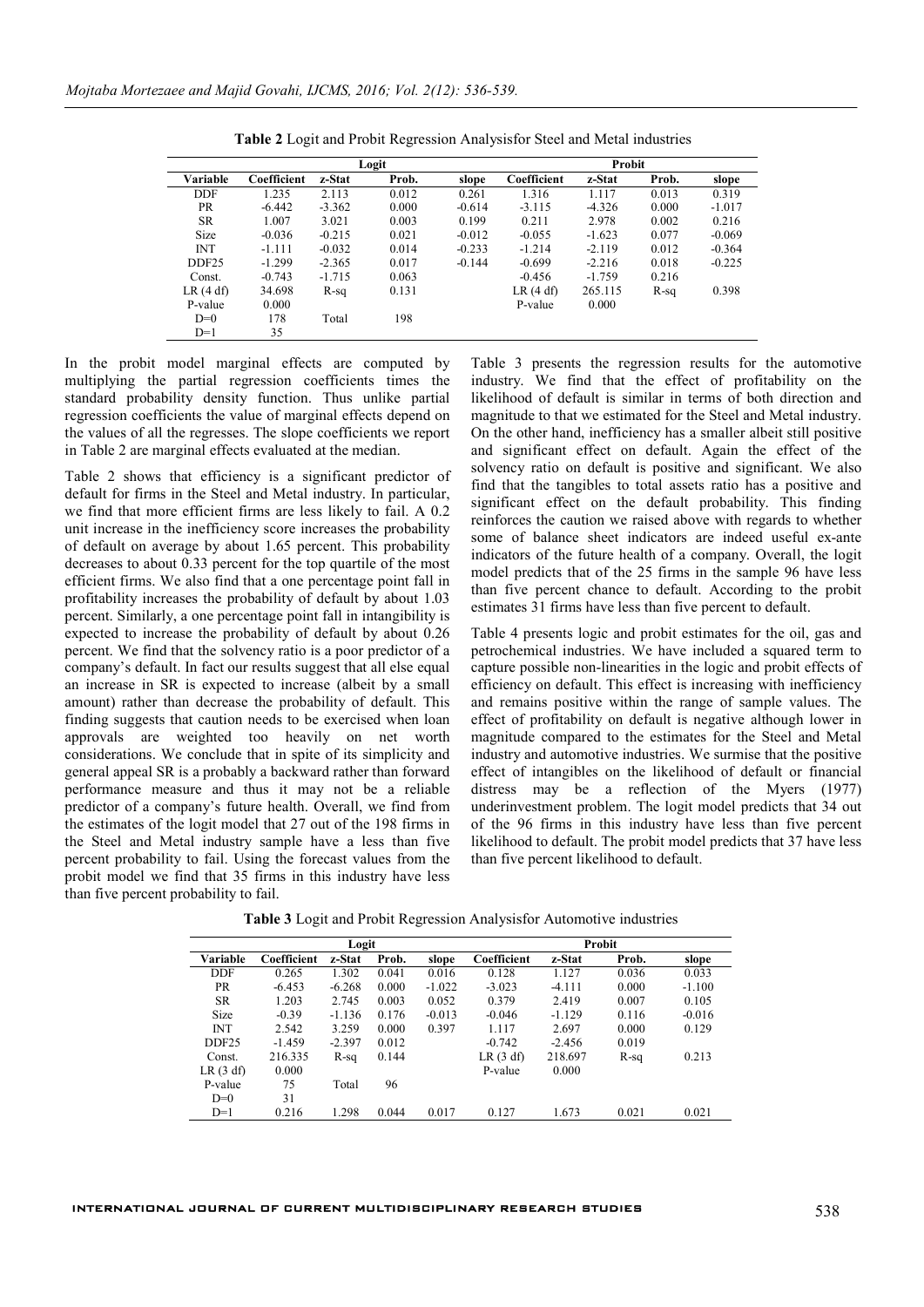**Table 2** Logit and Probit Regression Analysisfor Steel and Metal industries

| | Logit | | | | Probit | | | |
|---|---|---|---|---|---|---|---|---|
| Variable | Coefficient | z-Stat | Prob. | slope | Coefficient | z-Stat | Prob. | slope |
| DDF | 1.235 | 2.113 | 0.012 | 0.261 | 1.316 | 1.117 | 0.013 | 0.319 |
| PR | -6.442 | -3.362 | 0.000 | -0.614 | -3.115 | -4.326 | 0.000 | -1.017 |
| SR | 1.007 | 3.021 | 0.003 | 0.199 | 0.211 | 2.978 | 0.002 | 0.216 |
| Size | -0.036 | -0.215 | 0.021 | -0.012 | -0.055 | -1.623 | 0.077 | -0.069 |
| INT | -1.111 | -0.032 | 0.014 | -0.233 | -1.214 | -2.119 | 0.012 | -0.364 |
| DDF25 | -1.299 | -2.365 | 0.017 | -0.144 | -0.699 | -2.216 | 0.018 | -0.225 |
| Const. | -0.743 | -1.715 | 0.063 | | -0.456 | -1.759 | 0.216 | |
| LR (4 df) | 34.698 | R-sq | 0.131 | | LR (4 df) | 265.115 | R-sq | 0.398 |
| P-value | 0.000 | | | | P-value | 0.000 | | |
| D=0 | 178 | Total | 198 | | | | | |
| D=1 | 35 | | | | | | | |

In the probit model marginal effects are computed by multiplying the partial regression coefficients times the standard probability density function. Thus unlike partial regression coefficients the value of marginal effects depend on the values of all the regresses. The slope coefficients we report in Table 2 are marginal effects evaluated at the median.

Table 2 shows that efficiency is a significant predictor of default for firms in the Steel and Metal industry. In particular, we find that more efficient firms are less likely to fail. A 0.2 unit increase in the inefficiency score increases the probability of default on average by about 1.65 percent. This probability decreases to about 0.33 percent for the top quartile of the most efficient firms. We also find that a one percentage point fall in profitability increases the probability of default by about 1.03 percent. Similarly, a one percentage point fall in intangibility is expected to increase the probability of default by about 0.26 percent. We find that the solvency ratio is a poor predictor of a company's default. In fact our results suggest that all else equal an increase in SR is expected to increase (albeit by a small amount) rather than decrease the probability of default. This finding suggests that caution needs to be exercised when loan approvals are weighted too heavily on net worth considerations. We conclude that in spite of its simplicity and general appeal SR is a probably a backward rather than forward performance measure and thus it may not be a reliable predictor of a company's future health. Overall, we find from the estimates of the logit model that 27 out of the 198 firms in the Steel and Metal industry sample have a less than five percent probability to fail. Using the forecast values from the probit model we find that 35 firms in this industry have less than five percent probability to fail.

Table 3 presents the regression results for the automotive industry. We find that the effect of profitability on the likelihood of default is similar in terms of both direction and magnitude to that we estimated for the Steel and Metal industry. On the other hand, inefficiency has a smaller albeit still positive and significant effect on default. Again the effect of the solvency ratio on default is positive and significant. We also find that the tangibles to total assets ratio has a positive and significant effect on the default probability. This finding reinforces the caution we raised above with regards to whether some of balance sheet indicators are indeed useful ex-ante indicators of the future health of a company. Overall, the logit model predicts that of the 25 firms in the sample 96 have less than five percent chance to default. According to the probit estimates 31 firms have less than five percent to default.

Table 4 presents logic and probit estimates for the oil, gas and petrochemical industries. We have included a squared term to capture possible non-linearities in the logic and probit effects of efficiency on default. This effect is increasing with inefficiency and remains positive within the range of sample values. The effect of profitability on default is negative although lower in magnitude compared to the estimates for the Steel and Metal industry and automotive industries. We surmise that the positive effect of intangibles on the likelihood of default or financial distress may be a reflection of the Myers (1977) underinvestment problem. The logit model predicts that 34 out of the 96 firms in this industry have less than five percent likelihood to default. The probit model predicts that 37 have less than five percent likelihood to default.

**Table 3** Logit and Probit Regression Analysisfor Automotive industries

| | Logit | | | | Probit | | | |
|---|---|---|---|---|---|---|---|---|
| Variable | Coefficient | z-Stat | Prob. | slope | Coefficient | z-Stat | Prob. | slope |
| DDF | 0.265 | 1.302 | 0.041 | 0.016 | 0.128 | 1.127 | 0.036 | 0.033 |
| PR | -6.453 | -6.268 | 0.000 | -1.022 | -3.023 | -4.111 | 0.000 | -1.100 |
| SR | 1.203 | 2.745 | 0.003 | 0.052 | 0.379 | 2.419 | 0.007 | 0.105 |
| Size | -0.39 | -1.136 | 0.176 | -0.013 | -0.046 | -1.129 | 0.116 | -0.016 |
| INT | 2.542 | 3.259 | 0.000 | 0.397 | 1.117 | 2.697 | 0.000 | 0.129 |
| DDF25 | -1.459 | -2.397 | 0.012 | | -0.742 | -2.456 | 0.019 | |
| Const. | 216.335 | R-sq | 0.144 | | LR (3 df) | 218.697 | R-sq | 0.213 |
| LR (3 df) | 0.000 | | | | P-value | 0.000 | | |
| P-value | 75 | Total | 96 | | | | | |
| D=0 | 31 | | | | | | | |
| D=1 | 0.216 | 1.298 | 0.044 | 0.017 | 0.127 | 1.673 | 0.021 | 0.021 |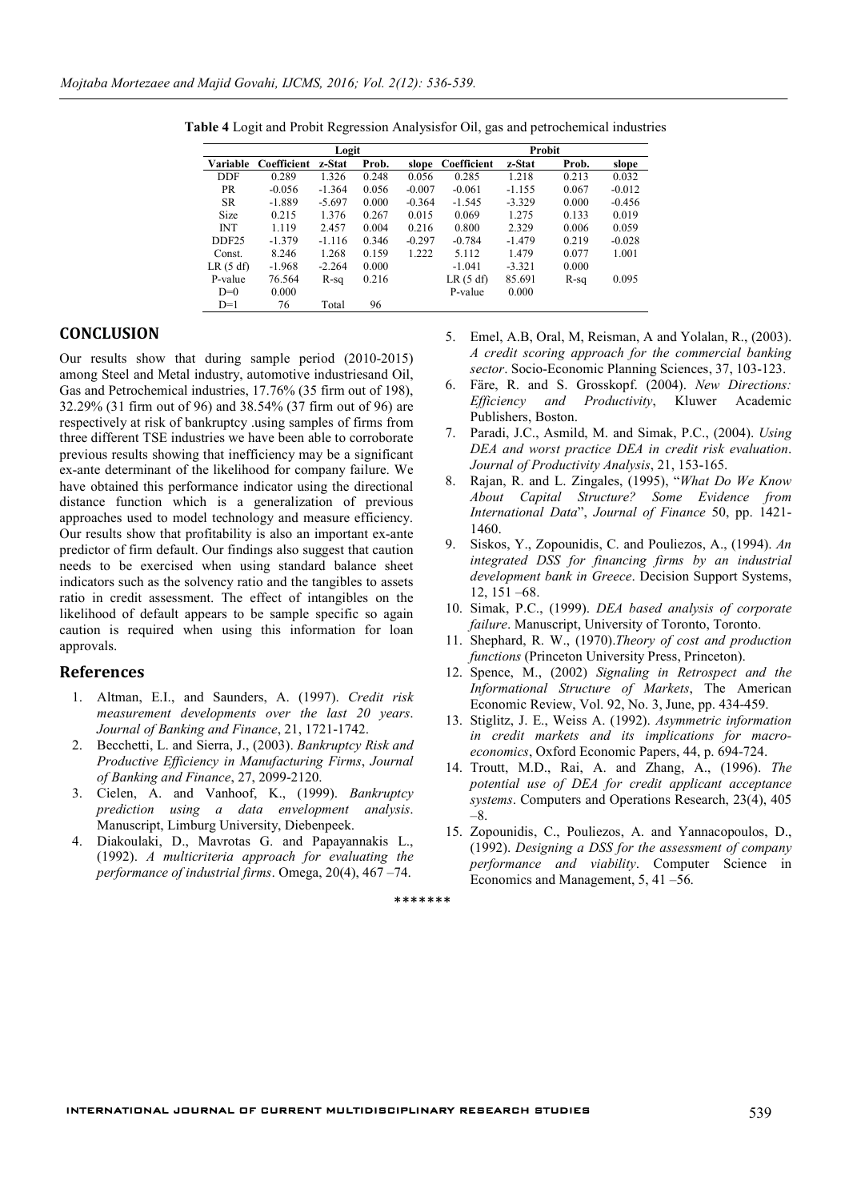**Table 4** Logit and Probit Regression Analysisfor Oil, gas and petrochemical industries

| | Logit | | | | Probit | | | |
|---|---|---|---|---|---|---|---|---|
| **Variable** | **Coefficient** | **z-Stat** | **Prob.** | **slope** | **Coefficient** | **z-Stat** | **Prob.** | **slope** |
| DDF | 0.289 | 1.326 | 0.248 | 0.056 | 0.285 | 1.218 | 0.213 | 0.032 |
| PR | -0.056 | -1.364 | 0.056 | -0.007 | -0.061 | -1.155 | 0.067 | -0.012 |
| SR | -1.889 | -5.697 | 0.000 | -0.364 | -1.545 | -3.329 | 0.000 | -0.456 |
| Size | 0.215 | 1.376 | 0.267 | 0.015 | 0.069 | 1.275 | 0.133 | 0.019 |
| INT | 1.119 | 2.457 | 0.004 | 0.216 | 0.800 | 2.329 | 0.006 | 0.059 |
| DDF25 | -1.379 | -1.116 | 0.346 | -0.297 | -0.784 | -1.479 | 0.219 | -0.028 |
| Const. | 8.246 | 1.268 | 0.159 | 1.222 | 5.112 | 1.479 | 0.077 | 1.001 |
| LR (5 df) | -1.968 | -2.264 | 0.000 | | -1.041 | -3.321 | 0.000 | |
| P-value | 76.564 | R-sq | 0.216 | | LR (5 df) | 85.691 | R-sq | 0.095 |
| D=0 | 0.000 | | | | P-value | 0.000 | | |
| D=1 | 76 | Total | 96 | | | | | |

## CONCLUSION

Our results show that during sample period (2010-2015) among Steel and Metal industry, automotive industriesand Oil, Gas and Petrochemical industries, 17.76% (35 firm out of 198), 32.29% (31 firm out of 96) and 38.54% (37 firm out of 96) are respectively at risk of bankruptcy .using samples of firms from three different TSE industries we have been able to corroborate previous results showing that inefficiency may be a significant ex-ante determinant of the likelihood for company failure. We have obtained this performance indicator using the directional distance function which is a generalization of previous approaches used to model technology and measure efficiency. Our results show that profitability is also an important ex-ante predictor of firm default. Our findings also suggest that caution needs to be exercised when using standard balance sheet indicators such as the solvency ratio and the tangibles to assets ratio in credit assessment. The effect of intangibles on the likelihood of default appears to be sample specific so again caution is required when using this information for loan approvals.

## References

1. Altman, E.I., and Saunders, A. (1997). *Credit risk measurement developments over the last 20 years*. *Journal of Banking and Finance*, 21, 1721-1742.
2. Becchetti, L. and Sierra, J., (2003). *Bankruptcy Risk and Productive Efficiency in Manufacturing Firms*, *Journal of Banking and Finance*, 27, 2099-2120.
3. Cielen, A. and Vanhoof, K., (1999). *Bankruptcy prediction using a data envelopment analysis*. Manuscript, Limburg University, Diebenpeek.
4. Diakoulaki, D., Mavrotas G. and Papayannakis L., (1992). *A multicriteria approach for evaluating the performance of industrial firms*. Omega, 20(4), 467 –74.
5. Emel, A.B, Oral, M, Reisman, A and Yolalan, R., (2003). *A credit scoring approach for the commercial banking sector*. Socio-Economic Planning Sciences, 37, 103-123.
6. Färe, R. and S. Grosskopf. (2004). *New Directions: Efficiency and Productivity*, Kluwer Academic Publishers, Boston.
7. Paradi, J.C., Asmild, M. and Simak, P.C., (2004). *Using DEA and worst practice DEA in credit risk evaluation*. *Journal of Productivity Analysis*, 21, 153-165.
8. Rajan, R. and L. Zingales, (1995), "*What Do We Know About Capital Structure? Some Evidence from International Data*", *Journal of Finance* 50, pp. 1421-1460.
9. Siskos, Y., Zopounidis, C. and Pouliezos, A., (1994). *An integrated DSS for financing firms by an industrial development bank in Greece*. Decision Support Systems, 12, 151 –68.
10. Simak, P.C., (1999). *DEA based analysis of corporate failure*. Manuscript, University of Toronto, Toronto.
11. Shephard, R. W., (1970).*Theory of cost and production functions* (Princeton University Press, Princeton).
12. Spence, M., (2002) *Signaling in Retrospect and the Informational Structure of Markets*, The American Economic Review, Vol. 92, No. 3, June, pp. 434-459.
13. Stiglitz, J. E., Weiss A. (1992). *Asymmetric information in credit markets and its implications for macro-economics*, Oxford Economic Papers, 44, p. 694-724.
14. Troutt, M.D., Rai, A. and Zhang, A., (1996). *The potential use of DEA for credit applicant acceptance systems*. Computers and Operations Research, 23(4), 405 –8.
15. Zopounidis, C., Pouliezos, A. and Yannacopoulos, D., (1992). *Designing a DSS for the assessment of company performance and viability*. Computer Science in Economics and Management, 5, 41 –56.

*******